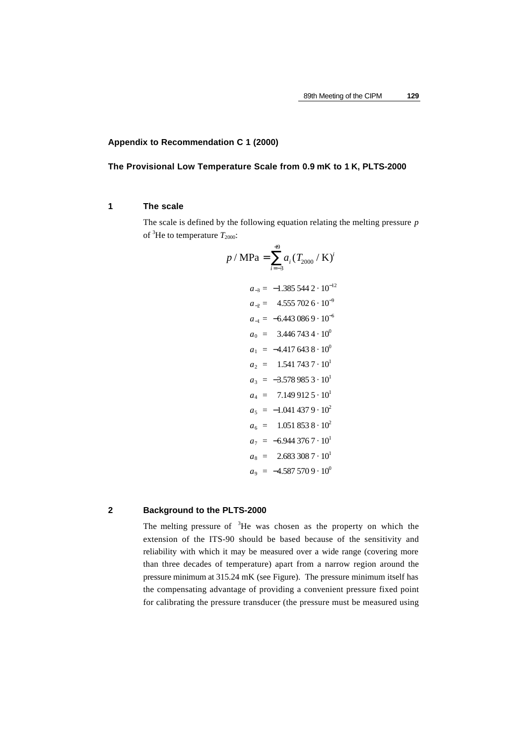### Appendix to Recommendation C 1 (2000)

### The Provisional Low Temperature Scale from 0.9 mK to 1 K, PLTS-2000

#### 1 The scale

The scale is defined by the following equation relating the melting pressure $p$ of $^3$He to temperature $T_{2000}$:

$$p\,/\,\text{MPa} = \sum_{i=-3}^{+9} a_i \,(T_{2000}\,/\,\text{K})^i$$

$$\begin{aligned}
a_{-3} &= -1.385\,544\,2 \cdot 10^{-12} \\
a_{-2} &= \phantom{-}4.555\,702\,6 \cdot 10^{-9} \\
a_{-1} &= -6.443\,086\,9 \cdot 10^{-6} \\
a_{0} &= \phantom{-}3.446\,743\,4 \cdot 10^{0} \\
a_{1} &= -4.417\,643\,8 \cdot 10^{0} \\
a_{2} &= \phantom{-}1.541\,743\,7 \cdot 10^{1} \\
a_{3} &= -3.578\,985\,3 \cdot 10^{1} \\
a_{4} &= \phantom{-}7.149\,912\,5 \cdot 10^{1} \\
a_{5} &= -1.041\,437\,9 \cdot 10^{2} \\
a_{6} &= \phantom{-}1.051\,853\,8 \cdot 10^{2} \\
a_{7} &= -6.944\,376\,7 \cdot 10^{1} \\
a_{8} &= \phantom{-}2.683\,308\,7 \cdot 10^{1} \\
a_{9} &= -4.587\,570\,9 \cdot 10^{0}
\end{aligned}$$

#### 2 Background to the PLTS-2000

The melting pressure of $^3$He was chosen as the property on which the extension of the ITS-90 should be based because of the sensitivity and reliability with which it may be measured over a wide range (covering more than three decades of temperature) apart from a narrow region around the pressure minimum at 315.24 mK (see Figure). The pressure minimum itself has the compensating advantage of providing a convenient pressure fixed point for calibrating the pressure transducer (the pressure must be measured using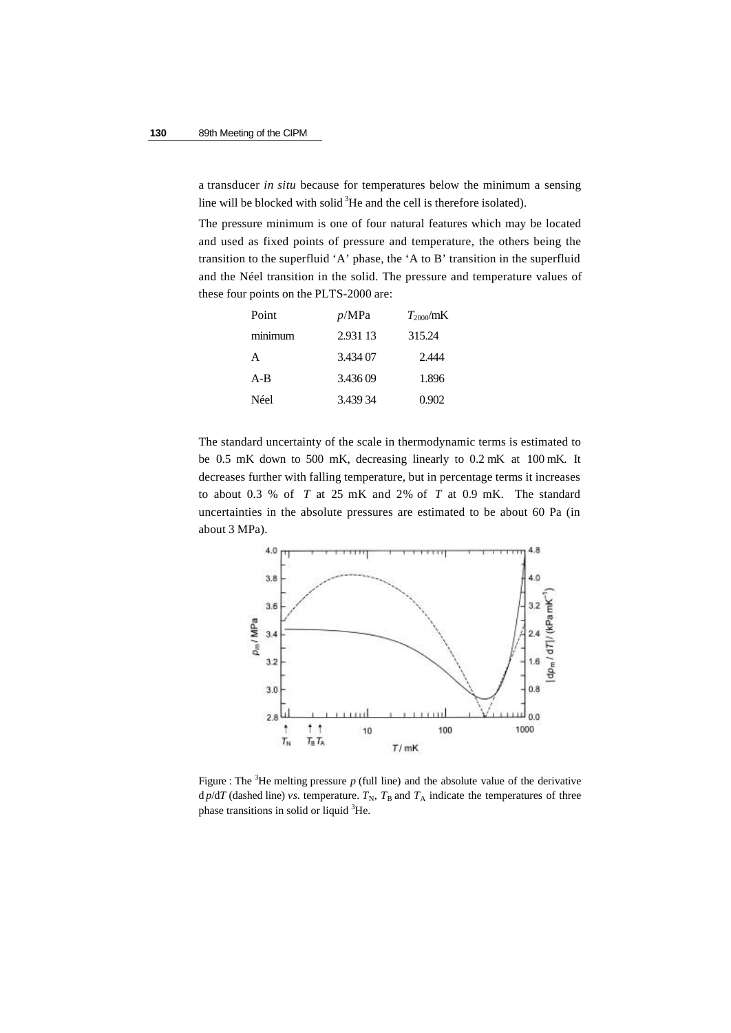a transducer *in situ* because for temperatures below the minimum a sensing line will be blocked with solid $^3He$ and the cell is therefore isolated).

The pressure minimum is one of four natural features which may be located and used as fixed points of pressure and temperature, the others being the transition to the superfluid 'A' phase, the 'A to B' transition in the superfluid and the Néel transition in the solid. The pressure and temperature values of these four points on the PLTS-2000 are:

| Point | $p$/MPa | $T_{2000}$/mK |
|---|---|---|
| minimum | 2.931 13 | 315.24 |
| A | 3.434 07 | 2.444 |
| A-B | 3.436 09 | 1.896 |
| Néel | 3.439 34 | 0.902 |

The standard uncertainty of the scale in thermodynamic terms is estimated to be 0.5 mK down to 500 mK, decreasing linearly to 0.2 mK at 100 mK. It decreases further with falling temperature, but in percentage terms it increases to about 0.3 % of $T$ at 25 mK and 2% of $T$ at 0.9 mK. The standard uncertainties in the absolute pressures are estimated to be about 60 Pa (in about 3 MPa).

$p_m$ / MPa

4.0
3.8
3.6
3.4
3.2
3.0
2.8

$|dp_m / dT|$ / (kPa mK$^{-1}$)

4.8
4.0
3.2
2.4
1.6
0.8
0.0

10
100
1000

$T_N$ $T_B$ $T_A$

$T$ / mK

Figure : The $^3He$ melting pressure $p$ (full line) and the absolute value of the derivative $dp/dT$ (dashed line) *vs.* temperature. $T_N$, $T_B$ and $T_A$ indicate the temperatures of three phase transitions in solid or liquid $^3He$.